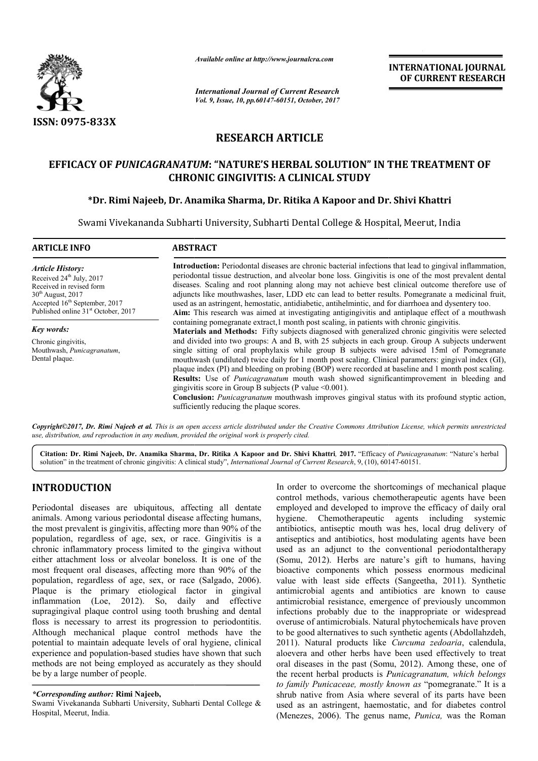ISSN: 0975-833X

*Available online at http://www.journalcra.com*

*International Journal of Current Research*
*Vol. 9, Issue, 10, pp.60147-60151, October, 2017*

**INTERNATIONAL JOURNAL OF CURRENT RESEARCH**

## RESEARCH ARTICLE

# EFFICACY OF *PUNICAGRANATUM*: "NATURE'S HERBAL SOLUTION" IN THE TREATMENT OF CHRONIC GINGIVITIS: A CLINICAL STUDY

**\*Dr. Rimi Najeeb, Dr. Anamika Sharma, Dr. Ritika A Kapoor and Dr. Shivi Khattri**

Swami Vivekananda Subharti University, Subharti Dental College & Hospital, Meerut, India

### ARTICLE INFO

*Article History:*
Received 24th July, 2017
Received in revised form 30th August, 2017
Accepted 16th September, 2017
Published online 31st October, 2017

*Key words:*
Chronic gingivitis,
Mouthwash, *Punicagranatum*,
Dental plaque.

### ABSTRACT

**Introduction:** Periodontal diseases are chronic bacterial infections that lead to gingival inflammation, periodontal tissue destruction, and alveolar bone loss. Gingivitis is one of the most prevalent dental diseases. Scaling and root planning along may not achieve best clinical outcome therefore use of adjuncts like mouthwashes, laser, LDD etc can lead to better results. Pomegranate a medicinal fruit, used as an astringent, hemostatic, antidiabetic, antihelmintic, and for diarrhoea and dysentery too.

**Aim:** This research was aimed at investigating antigingivitis and antiplaque effect of a mouthwash containing pomegranate extract,1 month post scaling, in patients with chronic gingivitis.

**Materials and Methods:** Fifty subjects diagnosed with generalized chronic gingivitis were selected and divided into two groups: A and B, with 25 subjects in each group. Group A subjects underwent single sitting of oral prophylaxis while group B subjects were advised 15ml of Pomegranate mouthwash (undiluted) twice daily for 1 month post scaling. Clinical parameters: gingival index (GI), plaque index (PI) and bleeding on probing (BOP) were recorded at baseline and 1 month post scaling.

**Results:** Use of *Punicagranatum* mouth wash showed significantimprovement in bleeding and gingivitis score in Group B subjects (P value <0.001).

**Conclusion:** *Punicagranatum* mouthwash improves gingival status with its profound styptic action, sufficiently reducing the plaque scores.

*Copyright©2017, Dr. Rimi Najeeb et al. This is an open access article distributed under the Creative Commons Attribution License, which permits unrestricted use, distribution, and reproduction in any medium, provided the original work is properly cited.*

**Citation: Dr. Rimi Najeeb, Dr. Anamika Sharma, Dr. Ritika A Kapoor and Dr. Shivi Khattri, 2017.** "Efficacy of *Punicagranatum*: "Nature's herbal solution" in the treatment of chronic gingivitis: A clinical study", *International Journal of Current Research*, 9, (10), 60147-60151.

## INTRODUCTION

Periodontal diseases are ubiquitous, affecting all dentate animals. Among various periodontal disease affecting humans, the most prevalent is gingivitis, affecting more than 90% of the population, regardless of age, sex, or race. Gingivitis is a chronic inflammatory process limited to the gingiva without either attachment loss or alveolar boneloss. It is one of the most frequent oral diseases, affecting more than 90% of the population, regardless of age, sex, or race (Salgado, 2006). Plaque is the primary etiological factor in gingival inflammation (Loe, 2012). So, daily and effective supragingival plaque control using tooth brushing and dental floss is necessary to arrest its progression to periodontitis. Although mechanical plaque control methods have the potential to maintain adequate levels of oral hygiene, clinical experience and population-based studies have shown that such methods are not being employed as accurately as they should be by a large number of people.

In order to overcome the shortcomings of mechanical plaque control methods, various chemotherapeutic agents have been employed and developed to improve the efficacy of daily oral hygiene. Chemotherapeutic agents including systemic antibiotics, antiseptic mouth was hes, local drug delivery of antiseptics and antibiotics, host modulating agents have been used as an adjunct to the conventional periodontaltherapy (Somu, 2012). Herbs are nature's gift to humans, having bioactive components which possess enormous medicinal value with least side effects (Sangeetha, 2011). Synthetic antimicrobial agents and antibiotics are known to cause antimicrobial resistance, emergence of previously uncommon infections probably due to the inappropriate or widespread overuse of antimicrobials. Natural phytochemicals have proven to be good alternatives to such synthetic agents (Abdollahzdeh, 2011). Natural products like *Curcuma zedoaria*, calendula, aloevera and other herbs have been used effectively to treat oral diseases in the past (Somu, 2012). Among these, one of the recent herbal products is *Punicagranatum, which belongs to family Punicaceae, mostly known as* "pomegranate." It is a shrub native from Asia where several of its parts have been used as an astringent, haemostatic, and for diabetes control (Menezes, 2006). The genus name, *Punica,* was the Roman

*\*Corresponding author:* **Rimi Najeeb,**
Swami Vivekananda Subharti University, Subharti Dental College & Hospital, Meerut, India.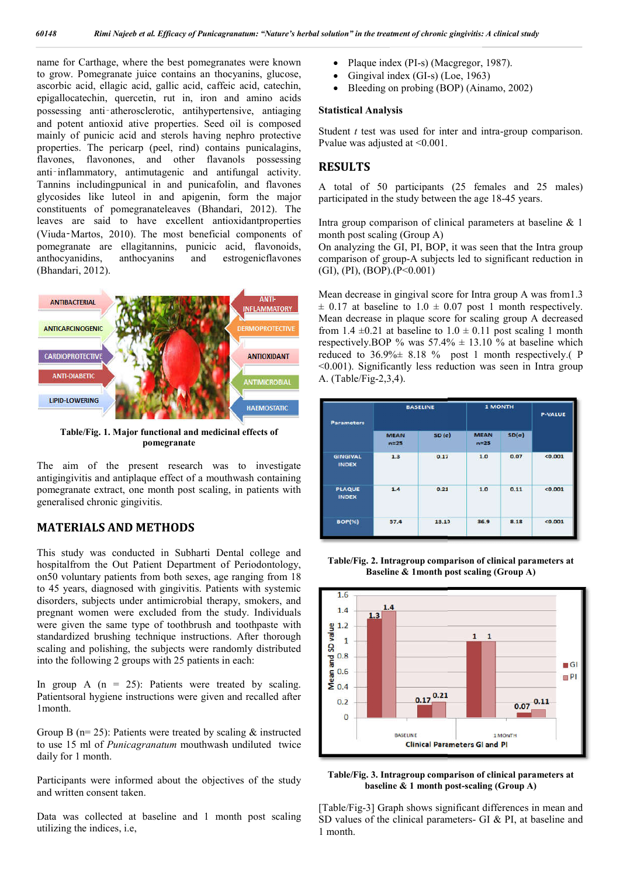name for Carthage, where the best pomegranates were known to grow. Pomegranate juice contains an thocyanins, glucose, ascorbic acid, ellagic acid, gallic acid, caffeic acid, catechin, epigallocatechin, quercetin, rut in, iron and amino acids possessing anti-atherosclerotic, antihypertensive, antiaging and potent antioxid ative properties. Seed oil is composed mainly of punicic acid and sterols having nephro protective properties. The pericarp (peel, rind) contains punicalagins, flavones, flavonones, and other flavanols possessing anti-inflammatory, antimutagenic and antifungal activity. Tannins includingpunical in and punicafolin, and flavones glycosides like luteol in and apigenin, form the major constituents of pomegranateleaves (Bhandari, 2012). The leaves are said to have excellent antioxidantproperties (Viuda-Martos, 2010). The most beneficial components of pomegranate are ellagitannins, punicic acid, flavonoids, anthocyanidins, anthocyanins and estrogenicflavones (Bhandari, 2012).

**Table/Fig. 1. Major functional and medicinal effects of pomegranate**

The aim of the present research was to investigate antigingivitis and antiplaque effect of a mouthwash containing pomegranate extract, one month post scaling, in patients with generalised chronic gingivitis.

## MATERIALS AND METHODS

This study was conducted in Subharti Dental college and hospitalfrom the Out Patient Department of Periodontology, on50 voluntary patients from both sexes, age ranging from 18 to 45 years, diagnosed with gingivitis. Patients with systemic disorders, subjects under antimicrobial therapy, smokers, and pregnant women were excluded from the study. Individuals were given the same type of toothbrush and toothpaste with standardized brushing technique instructions. After thorough scaling and polishing, the subjects were randomly distributed into the following 2 groups with 25 patients in each:

In group A (n = 25): Patients were treated by scaling. Patientsoral hygiene instructions were given and recalled after 1month.

Group B (n= 25): Patients were treated by scaling & instructed to use 15 ml of *Punicagranatum* mouthwash undiluted twice daily for 1 month.

Participants were informed about the objectives of the study and written consent taken.

Data was collected at baseline and 1 month post scaling utilizing the indices, i.e,

- Plaque index (PI-s) (Macgregor, 1987).
- Gingival index (GI-s) (Loe, 1963)
- Bleeding on probing (BOP) (Ainamo, 2002)

### Statistical Analysis

Student *t* test was used for inter and intra-group comparison. Pvalue was adjusted at <0.001.

## RESULTS

A total of 50 participants (25 females and 25 males) participated in the study between the age 18-45 years.

Intra group comparison of clinical parameters at baseline & 1 month post scaling (Group A)
On analyzing the GI, PI, BOP, it was seen that the Intra group comparison of group-A subjects led to significant reduction in (GI), (PI), (BOP).(P<0.001)

Mean decrease in gingival score for Intra group A was from1.3 ± 0.17 at baseline to 1.0 ± 0.07 post 1 month respectively. Mean decrease in plaque score for scaling group A decreased from 1.4 ±0.21 at baseline to 1.0 ± 0.11 post scaling 1 month respectively.BOP % was 57.4% ± 13.10 % at baseline which reduced to 36.9%± 8.18 % post 1 month respectively.( P <0.001). Significantly less reduction was seen in Intra group A. (Table/Fig-2,3,4).

| Parameters | BASELINE | | 1 MONTH | | P-VALUE |
|---|---|---|---|---|---|
| | MEAN n=25 | SD (σ) | MEAN n=25 | SD(σ) | |
| GINGIVAL INDEX | 1.3 | 0.17 | 1.0 | 0.07 | <0.001 |
| PLAQUE INDEX | 1.4 | 0.21 | 1.0 | 0.11 | <0.001 |
| BOP(%) | 57.4 | 13.13 | 36.9 | 8.18 | <0.001 |

**Table/Fig. 2. Intragroup comparison of clinical parameters at Baseline & 1month post scaling (Group A)**

**Table/Fig. 3. Intragroup comparison of clinical parameters at baseline & 1 month post-scaling (Group A)**

[Table/Fig-3] Graph shows significant differences in mean and SD values of the clinical parameters- GI & PI, at baseline and 1 month.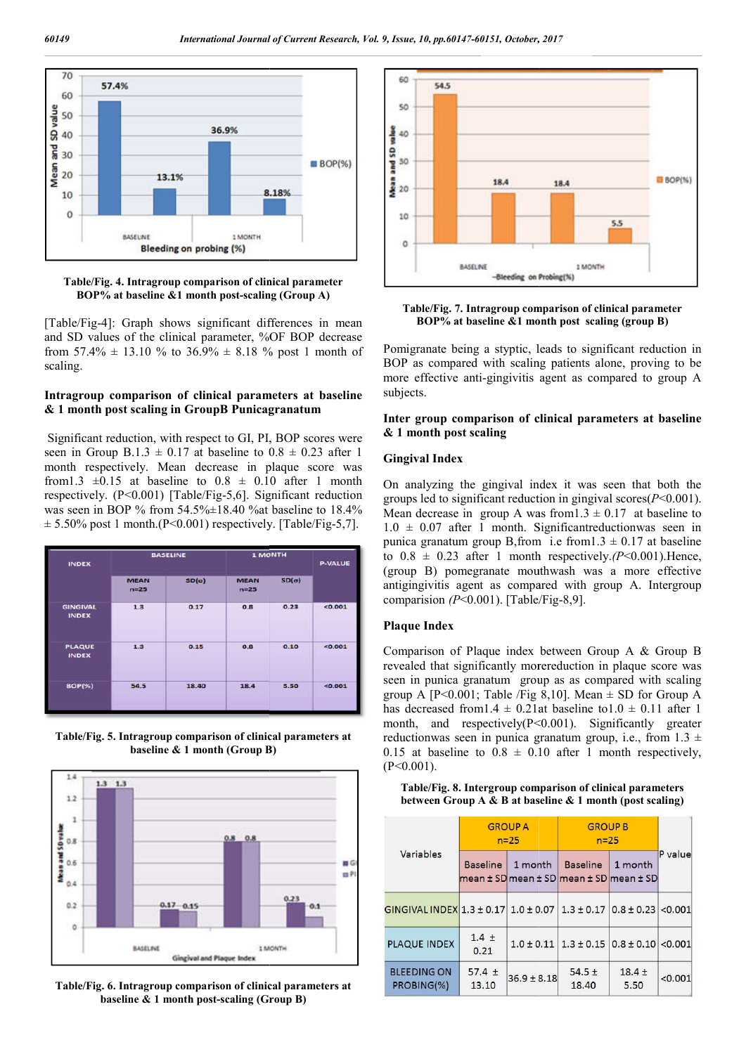Table/Fig. 4. Intragroup comparison of clinical parameter BOP% at baseline &1 month post-scaling (Group A)

[Table/Fig-4]: Graph shows significant differences in mean and SD values of the clinical parameter, %OF BOP decrease from 57.4% ± 13.10 % to 36.9% ± 8.18 % post 1 month of scaling.

**Intragroup comparison of clinical parameters at baseline & 1 month post scaling in GroupB Punicagranatum**

Significant reduction, with respect to GI, PI, BOP scores were seen in Group B.1.3 ± 0.17 at baseline to 0.8 ± 0.23 after 1 month respectively. Mean decrease in plaque score was from1.3 ±0.15 at baseline to 0.8 ± 0.10 after 1 month respectively. ($P<0.001$) [Table/Fig-5,6]. Significant reduction was seen in BOP % from 54.5%±18.40 %at baseline to 18.4% ± 5.50% post 1 month.($P<0.001$) respectively. [Table/Fig-5,7].

| INDEX | BASELINE | | 1 MONTH | | P-VALUE |
|---|---|---|---|---|---|
| | MEAN n=25 | SD(σ) | MEAN n=25 | SD(σ) | |
| GINGIVAL INDEX | 1.3 | 0.17 | 0.8 | 0.23 | <0.001 |
| PLAQUE INDEX | 1.3 | 0.15 | 0.8 | 0.10 | <0.001 |
| BOP(%) | 54.5 | 18.40 | 18.4 | 5.50 | <0.001 |

Table/Fig. 5. Intragroup comparison of clinical parameters at baseline & 1 month (Group B)

Table/Fig. 6. Intragroup comparison of clinical parameters at baseline & 1 month post-scaling (Group B)

Table/Fig. 7. Intragroup comparison of clinical parameter BOP% at baseline &1 month post scaling (group B)

Pomigranate being a styptic, leads to significant reduction in BOP as compared with scaling patients alone, proving to be more effective anti-gingivitis agent as compared to group A subjects.

**Inter group comparison of clinical parameters at baseline & 1 month post scaling**

**Gingival Index**

On analyzing the gingival index it was seen that both the groups led to significant reduction in gingival scores($P<0.001$). Mean decrease in group A was from1.3 ± 0.17 at baseline to 1.0 ± 0.07 after 1 month. Significantreductionwas seen in punica granatum group B,from i.e from1.3 ± 0.17 at baseline to 0.8 ± 0.23 after 1 month respectively.($P<0.001$).Hence, (group B) pomegranate mouthwash was a more effective antigingivitis agent as compared with group A. Intergroup comparision ($P<0.001$). [Table/Fig-8,9].

**Plaque Index**

Comparison of Plaque index between Group A & Group B revealed that significantly morereduction in plaque score was seen in punica granatum group as as compared with scaling group A [$P<0.001$; Table /Fig 8,10]. Mean ± SD for Group A has decreased from1.4 ± 0.21at baseline to1.0 ± 0.11 after 1 month, and respectively($P<0.001$). Significantly greater reductionwas seen in punica granatum group, i.e., from 1.3 ± 0.15 at baseline to 0.8 ± 0.10 after 1 month respectively, ($P<0.001$).

Table/Fig. 8. Intergroup comparison of clinical parameters between Group A & Group B at baseline & 1 month (post scaling)

| Variables | GROUP A n=25 | | GROUP B n=25 | | P value |
|---|---|---|---|---|---|
| | Baseline mean ± SD | 1 month mean ± SD | Baseline mean ± SD | 1 month mean ± SD | |
| GINGIVAL INDEX | 1.3 ± 0.17 | 1.0 ± 0.07 | 1.3 ± 0.17 | 0.8 ± 0.23 | <0.001 |
| PLAQUE INDEX | 1.4 ± 0.21 | 1.0 ± 0.11 | 1.3 ± 0.15 | 0.8 ± 0.10 | <0.001 |
| BLEEDING ON PROBING(%) | 57.4 ± 13.10 | 36.9 ± 8.18 | 54.5 ± 18.40 | 18.4 ± 5.50 | <0.001 |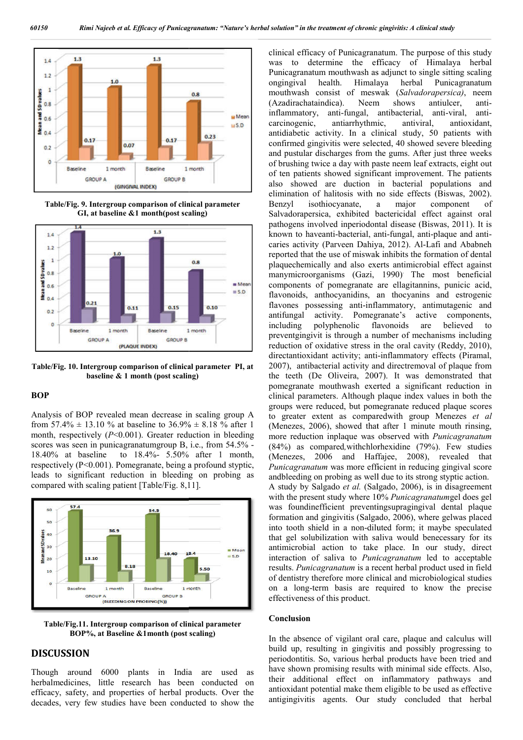Table/Fig. 9. Intergroup comparison of clinical parameter GI, at baseline &1 month(post scaling)

Table/Fig. 10. Intergroup comparison of clinical parameter PI, at baseline & 1 month (post scaling)

### BOP

Analysis of BOP revealed mean decrease in scaling group A from 57.4% ± 13.10 % at baseline to 36.9% ± 8.18 % after 1 month, respectively ($P<0.001$). Greater reduction in bleeding scores was seen in punicagranatumgroup B, i.e., from 54.5% - 18.40% at baseline to 18.4%- 5.50% after 1 month, respectively ($P<0.001$). Pomegranate, being a profound styptic, leads to significant reduction in bleeding on probing as compared with scaling patient [Table/Fig. 8,11].

Table/Fig.11. Intergroup comparison of clinical parameter BOP%, at Baseline &1month (post scaling)

## DISCUSSION

Though around 6000 plants in India are used as herbalmedicines, little research has been conducted on efficacy, safety, and properties of herbal products. Over the decades, very few studies have been conducted to show the clinical efficacy of Punicagranatum. The purpose of this study was to determine the efficacy of Himalaya herbal Punicagranatum mouthwash as adjunct to single sitting scaling ongingival health. Himalaya herbal Punicagranatum mouthwash consist of meswak (*Salvadorapersica)*, neem (Azadirachataindica). Neem shows antiulcer, anti-inflammatory, anti-fungal, antibacterial, anti-viral, anti-carcinogenic, antiarrhythmic, antiviral, antioxidant, antidiabetic activity. In a clinical study, 50 patients with confirmed gingivitis were selected, 40 showed severe bleeding and pustular discharges from the gums. After just three weeks of brushing twice a day with paste neem leaf extracts, eight out of ten patients showed significant improvement. The patients also showed are duction in bacterial populations and elimination of halitosis with no side effects (Biswas, 2002). Benzyl isothiocyanate, a major component of Salvadorapersica, exhibited bactericidal effect against oral pathogens involved inperiodontal disease (Biswas, 2011). It is known to haveanti-bacterial, anti-fungal, anti-plaque and anti-caries activity (Parveen Dahiya, 2012). Al-Lafi and Ababneh reported that the use of miswak inhibits the formation of dental plaquechemically and also exerts antimicrobial effect against manymicroorganisms (Gazi, 1990). The most beneficial components of pomegranate are ellagitannins, punicic acid, flavonoids, anthocyanidins, an thocyanins and estrogenic flavones possessing anti-inflammatory, antimutagenic and antifungal activity. Pomegranate's active components, including polyphenolic flavonoids are believed to preventgingivit is through a number of mechanisms including reduction of oxidative stress in the oral cavity (Reddy, 2010), directantioxidant activity; anti-inflammatory effects (Piramal, 2007), antibacterial activity and directremoval of plaque from the teeth (De Oliveira, 2007). It was demonstrated that pomegranate mouthwash exerted a significant reduction in clinical parameters. Although plaque index values in both the groups were reduced, but pomegranate reduced plaque scores to greater extent as comparedwith group Menezes *et al* (Menezes, 2006), showed that after 1 minute mouth rinsing, more reduction inplaque was observed with *Punicagranatum* (84%) as compared,withchlorhexidine (79%). Few studies (Menezes, 2006 and Haffajee, 2008), revealed that *Punicagranatum* was more efficient in reducing gingival score andbleeding on probing as well due to its strong styptic action. A study by Salgado *et al.* (Salgado, 2006), is in disagreement with the present study where 10% *Punicagranatum*gel does gel was foundinefficient preventingsupragingival dental plaque formation and gingivitis (Salgado, 2006), where gelwas placed into tooth shield in a non-diluted form; it maybe speculated that gel solubilization with saliva would benecessary for its antimicrobial action to take place. In our study, direct interaction of saliva to *Punicagranatum* led to acceptable results. *Punicagranatum* is a recent herbal product used in field of dentistry therefore more clinical and microbiological studies on a long-term basis are required to know the precise effectiveness of this product.

### Conclusion

In the absence of vigilant oral care, plaque and calculus will build up, resulting in gingivitis and possibly progressing to periodontitis. So, various herbal products have been tried and have shown promising results with minimal side effects. Also, their additional effect on inflammatory pathways and antioxidant potential make them eligible to be used as effective antigingivitis agents. Our study concluded that herbal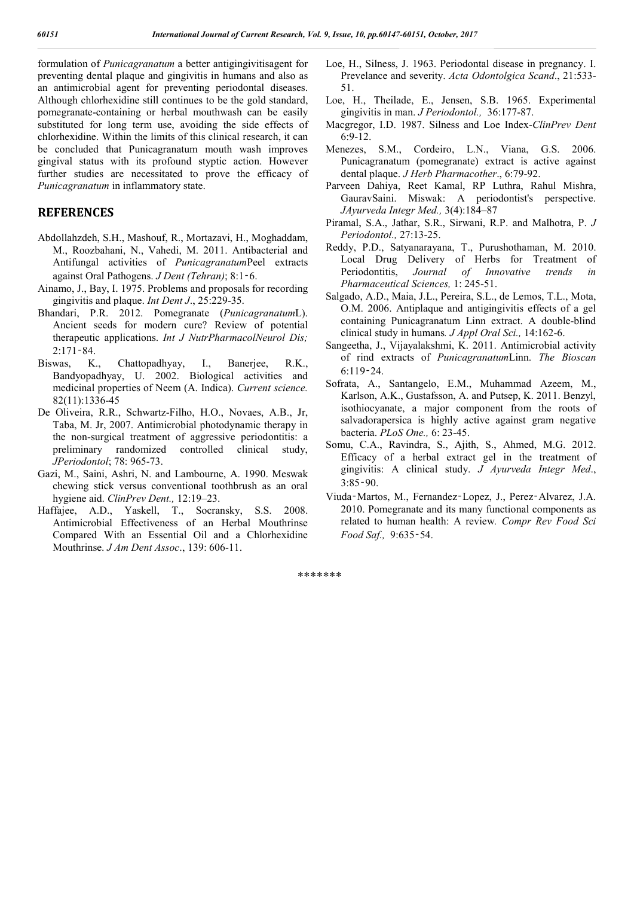formulation of *Punicagranatum* a better antigingivitisagent for preventing dental plaque and gingivitis in humans and also as an antimicrobial agent for preventing periodontal diseases. Although chlorhexidine still continues to be the gold standard, pomegranate-containing or herbal mouthwash can be easily substituted for long term use, avoiding the side effects of chlorhexidine. Within the limits of this clinical research, it can be concluded that Punicagranatum mouth wash improves gingival status with its profound styptic action. However further studies are necessitated to prove the efficacy of *Punicagranatum* in inflammatory state.

## REFERENCES

Abdollahzdeh, S.H., Mashouf, R., Mortazavi, H., Moghaddam, M., Roozbahani, N., Vahedi, M. 2011. Antibacterial and Antifungal activities of *Punicagranatum*Peel extracts against Oral Pathogens. *J Dent (Tehran)*; 8:1‑6.

Ainamo, J., Bay, I. 1975. Problems and proposals for recording gingivitis and plaque. *Int Dent J*., 25:229-35.

Bhandari, P.R. 2012. Pomegranate (*Punicagranatum*L). Ancient seeds for modern cure? Review of potential therapeutic applications. *Int J NutrPharmacolNeurol Dis;* 2:171‑84.

Biswas, K., Chattopadhyay, I., Banerjee, R.K., Bandyopadhyay, U. 2002. Biological activities and medicinal properties of Neem (A. Indica). *Current science.* 82(11):1336-45

De Oliveira, R.R., Schwartz-Filho, H.O., Novaes, A.B., Jr, Taba, M. Jr, 2007. Antimicrobial photodynamic therapy in the non-surgical treatment of aggressive periodontitis: a preliminary randomized controlled clinical study, *JPeriodontol*; 78: 965-73.

Gazi, M., Saini, Ashri, N. and Lambourne, A. 1990. Meswak chewing stick versus conventional toothbrush as an oral hygiene aid. *ClinPrev Dent.,* 12:19–23.

Haffajee, A.D., Yaskell, T., Socransky, S.S. 2008. Antimicrobial Effectiveness of an Herbal Mouthrinse Compared With an Essential Oil and a Chlorhexidine Mouthrinse. *J Am Dent Assoc*., 139: 606-11.

Loe, H., Silness, J. 1963. Periodontal disease in pregnancy. I. Prevelance and severity. *Acta Odontolgica Scand*., 21:533-51.

Loe, H., Theilade, E., Jensen, S.B. 1965. Experimental gingivitis in man. *J Periodontol.,* 36:177-87.

Macgregor, I.D. 1987. Silness and Loe Index-*ClinPrev Dent* 6:9-12.

Menezes, S.M., Cordeiro, L.N., Viana, G.S. 2006. Punicagranatum (pomegranate) extract is active against dental plaque. *J Herb Pharmacother*., 6:79-92.

Parveen Dahiya, Reet Kamal, RP Luthra, Rahul Mishra, GauravSaini. Miswak: A periodontist's perspective. *JAyurveda Integr Med.,* 3(4):184–87

Piramal, S.A., Jathar, S.R., Sirwani, R.P. and Malhotra, P. *J Periodontol.,* 27:13-25.

Reddy, P.D., Satyanarayana, T., Purushothaman, M. 2010. Local Drug Delivery of Herbs for Treatment of Periodontitis, *Journal of Innovative trends in Pharmaceutical Sciences,* 1: 245-51.

Salgado, A.D., Maia, J.L., Pereira, S.L., de Lemos, T.L., Mota, O.M. 2006. Antiplaque and antigingivitis effects of a gel containing Punicagranatum Linn extract. A double-blind clinical study in humans*. J Appl Oral Sci.,* 14:162-6.

Sangeetha, J., Vijayalakshmi, K. 2011. Antimicrobial activity of rind extracts of *Punicagranatum*Linn. *The Bioscan* 6:119‑24.

Sofrata, A., Santangelo, E.M., Muhammad Azeem, M., Karlson, A.K., Gustafsson, A. and Putsep, K. 2011. Benzyl, isothiocyanate, a major component from the roots of salvadorapersica is highly active against gram negative bacteria. *PLoS One.,* 6: 23-45.

Somu, C.A., Ravindra, S., Ajith, S., Ahmed, M.G. 2012. Efficacy of a herbal extract gel in the treatment of gingivitis: A clinical study. *J Ayurveda Integr Med*., 3:85‑90.

Viuda‑Martos, M., Fernandez‑Lopez, J., Perez‑Alvarez, J.A. 2010. Pomegranate and its many functional components as related to human health: A review. *Compr Rev Food Sci Food Saf.,* 9:635‑54.

*******